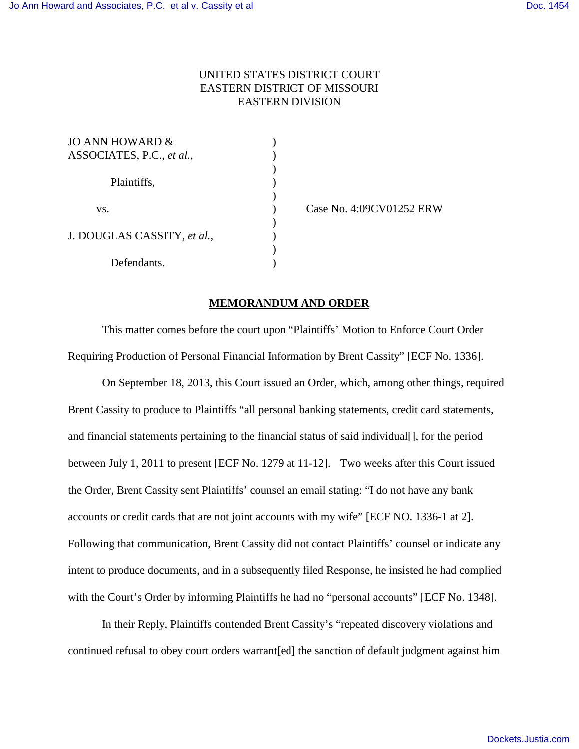UNITED STATES DISTRICT COURT
EASTERN DISTRICT OF MISSOURI
EASTERN DIVISION

| | | |
|---|---|---|
| JO ANN HOWARD & ASSOCIATES, P.C., *et al.*, | ) | |
| Plaintiffs, | ) | |
| vs. | ) | Case No. 4:09CV01252 ERW |
| J. DOUGLAS CASSITY, *et al.*, | ) | |
| Defendants. | ) | |

**MEMORANDUM AND ORDER**

This matter comes before the court upon "Plaintiffs' Motion to Enforce Court Order Requiring Production of Personal Financial Information by Brent Cassity" [ECF No. 1336].

On September 18, 2013, this Court issued an Order, which, among other things, required Brent Cassity to produce to Plaintiffs "all personal banking statements, credit card statements, and financial statements pertaining to the financial status of said individual[], for the period between July 1, 2011 to present [ECF No. 1279 at 11-12]. Two weeks after this Court issued the Order, Brent Cassity sent Plaintiffs' counsel an email stating: "I do not have any bank accounts or credit cards that are not joint accounts with my wife" [ECF NO. 1336-1 at 2]. Following that communication, Brent Cassity did not contact Plaintiffs' counsel or indicate any intent to produce documents, and in a subsequently filed Response, he insisted he had complied with the Court's Order by informing Plaintiffs he had no "personal accounts" [ECF No. 1348].

In their Reply, Plaintiffs contended Brent Cassity's "repeated discovery violations and continued refusal to obey court orders warrant[ed] the sanction of default judgment against him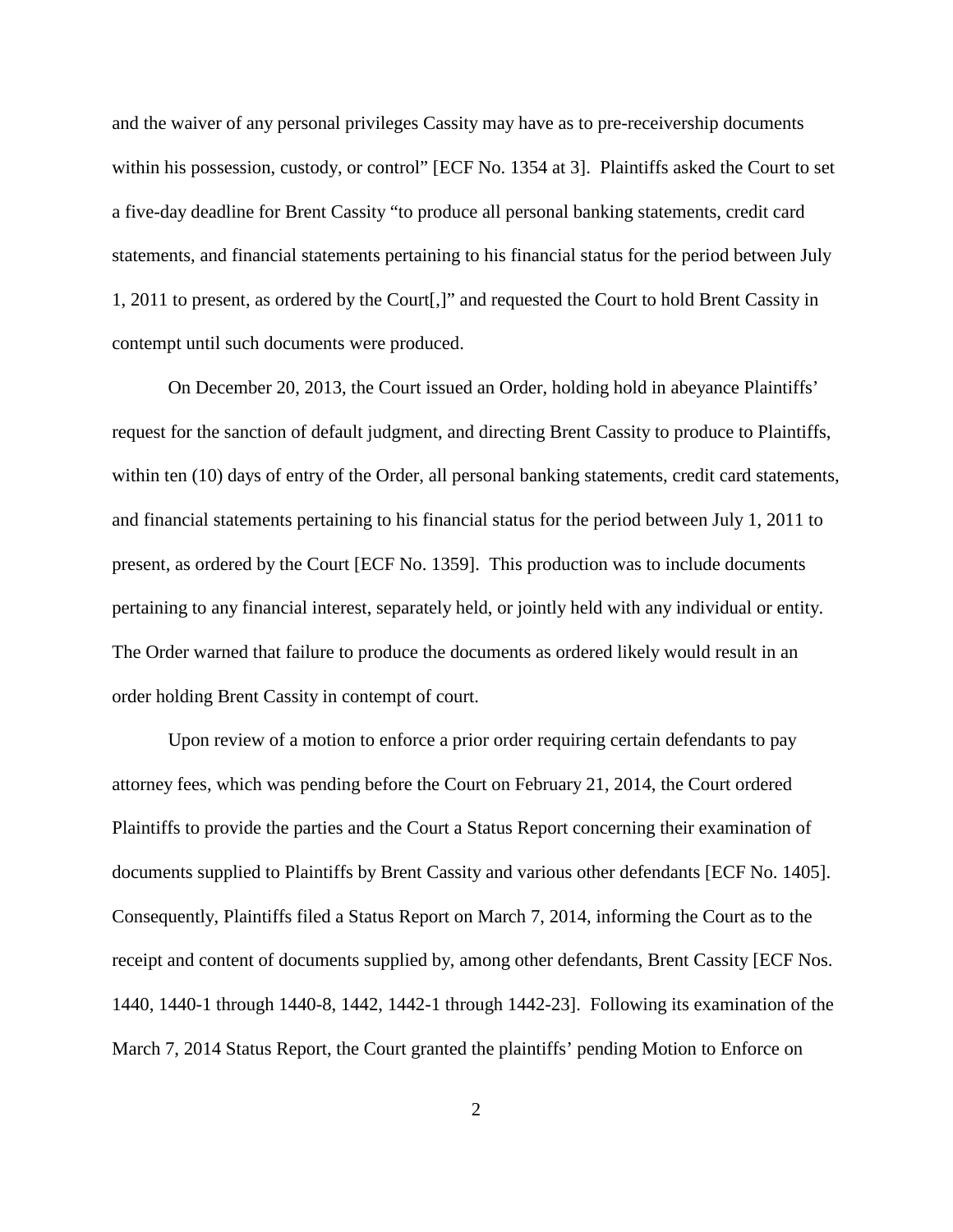and the waiver of any personal privileges Cassity may have as to pre-receivership documents within his possession, custody, or control" [ECF No. 1354 at 3]. Plaintiffs asked the Court to set a five-day deadline for Brent Cassity "to produce all personal banking statements, credit card statements, and financial statements pertaining to his financial status for the period between July 1, 2011 to present, as ordered by the Court[,]" and requested the Court to hold Brent Cassity in contempt until such documents were produced.

On December 20, 2013, the Court issued an Order, holding hold in abeyance Plaintiffs' request for the sanction of default judgment, and directing Brent Cassity to produce to Plaintiffs, within ten (10) days of entry of the Order, all personal banking statements, credit card statements, and financial statements pertaining to his financial status for the period between July 1, 2011 to present, as ordered by the Court [ECF No. 1359]. This production was to include documents pertaining to any financial interest, separately held, or jointly held with any individual or entity. The Order warned that failure to produce the documents as ordered likely would result in an order holding Brent Cassity in contempt of court.

Upon review of a motion to enforce a prior order requiring certain defendants to pay attorney fees, which was pending before the Court on February 21, 2014, the Court ordered Plaintiffs to provide the parties and the Court a Status Report concerning their examination of documents supplied to Plaintiffs by Brent Cassity and various other defendants [ECF No. 1405]. Consequently, Plaintiffs filed a Status Report on March 7, 2014, informing the Court as to the receipt and content of documents supplied by, among other defendants, Brent Cassity [ECF Nos. 1440, 1440-1 through 1440-8, 1442, 1442-1 through 1442-23]. Following its examination of the March 7, 2014 Status Report, the Court granted the plaintiffs' pending Motion to Enforce on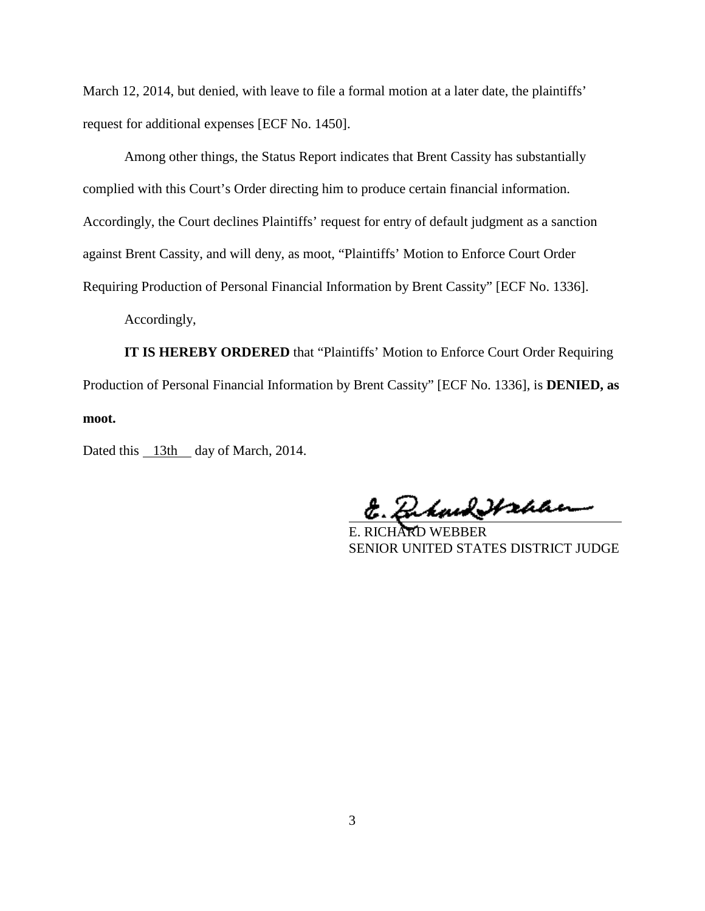March 12, 2014, but denied, with leave to file a formal motion at a later date, the plaintiffs' request for additional expenses [ECF No. 1450].

Among other things, the Status Report indicates that Brent Cassity has substantially complied with this Court's Order directing him to produce certain financial information. Accordingly, the Court declines Plaintiffs' request for entry of default judgment as a sanction against Brent Cassity, and will deny, as moot, "Plaintiffs' Motion to Enforce Court Order Requiring Production of Personal Financial Information by Brent Cassity" [ECF No. 1336].

Accordingly,

**IT IS HEREBY ORDERED** that "Plaintiffs' Motion to Enforce Court Order Requiring Production of Personal Financial Information by Brent Cassity" [ECF No. 1336], is **DENIED, as moot.**

Dated this 13th day of March, 2014.

E. RICHARD WEBBER
SENIOR UNITED STATES DISTRICT JUDGE